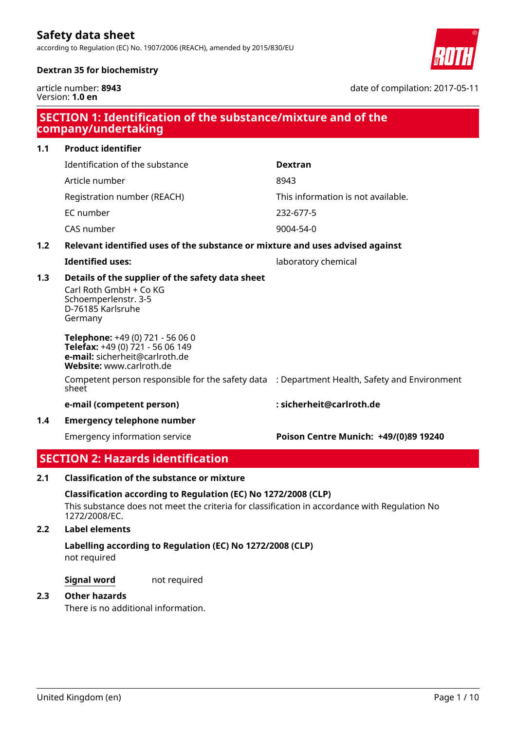# Safety data sheet

according to Regulation (EC) No. 1907/2006 (REACH), amended by 2015/830/EU

**Dextran 35 for biochemistry**

article number: **8943**
Version: **1.0 en**

date of compilation: 2017-05-11

## SECTION 1: Identification of the substance/mixture and of the company/undertaking

### 1.1 Product identifier

| | |
|---|---|
| Identification of the substance | **Dextran** |
| Article number | 8943 |
| Registration number (REACH) | This information is not available. |
| EC number | 232-677-5 |
| CAS number | 9004-54-0 |

### 1.2 Relevant identified uses of the substance or mixture and uses advised against

**Identified uses:** laboratory chemical

### 1.3 Details of the supplier of the safety data sheet

Carl Roth GmbH + Co KG
Schoemperlenstr. 3-5
D-76185 Karlsruhe
Germany

**Telephone:** +49 (0) 721 - 56 06 0
**Telefax:** +49 (0) 721 - 56 06 149
**e-mail:** sicherheit@carlroth.de
**Website:** www.carlroth.de

| | |
|---|---|
| Competent person responsible for the safety data sheet | : Department Health, Safety and Environment |
| **e-mail (competent person)** | **: sicherheit@carlroth.de** |

### 1.4 Emergency telephone number

| | |
|---|---|
| Emergency information service | **Poison Centre Munich: +49/(0)89 19240** |

## SECTION 2: Hazards identification

### 2.1 Classification of the substance or mixture

**Classification according to Regulation (EC) No 1272/2008 (CLP)**

This substance does not meet the criteria for classification in accordance with Regulation No 1272/2008/EC.

### 2.2 Label elements

**Labelling according to Regulation (EC) No 1272/2008 (CLP)**

not required

**Signal word** not required

### 2.3 Other hazards

There is no additional information.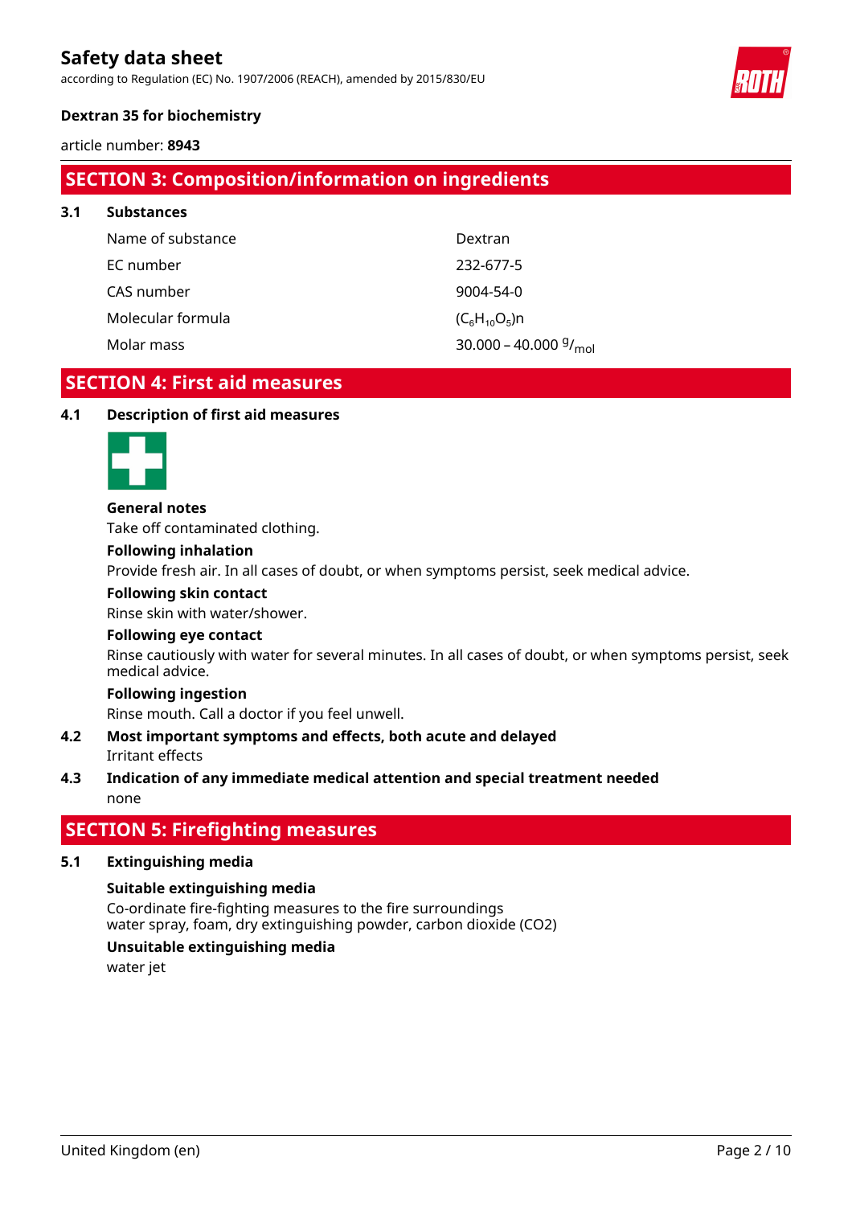## SECTION 3: Composition/information on ingredients

### 3.1 Substances

| | |
|---|---|
| Name of substance | Dextran |
| EC number | 232-677-5 |
| CAS number | 9004-54-0 |
| Molecular formula | $(C_6H_{10}O_5)n$ |
| Molar mass | 30.000 – 40.000 $^{g}/_{mol}$ |

## SECTION 4: First aid measures

### 4.1 Description of first aid measures

**General notes**

Take off contaminated clothing.

**Following inhalation**

Provide fresh air. In all cases of doubt, or when symptoms persist, seek medical advice.

**Following skin contact**

Rinse skin with water/shower.

**Following eye contact**

Rinse cautiously with water for several minutes. In all cases of doubt, or when symptoms persist, seek medical advice.

**Following ingestion**

Rinse mouth. Call a doctor if you feel unwell.

### 4.2 Most important symptoms and effects, both acute and delayed

Irritant effects

### 4.3 Indication of any immediate medical attention and special treatment needed

none

## SECTION 5: Firefighting measures

### 5.1 Extinguishing media

**Suitable extinguishing media**

Co-ordinate fire-fighting measures to the fire surroundings
water spray, foam, dry extinguishing powder, carbon dioxide (CO2)

**Unsuitable extinguishing media**

water jet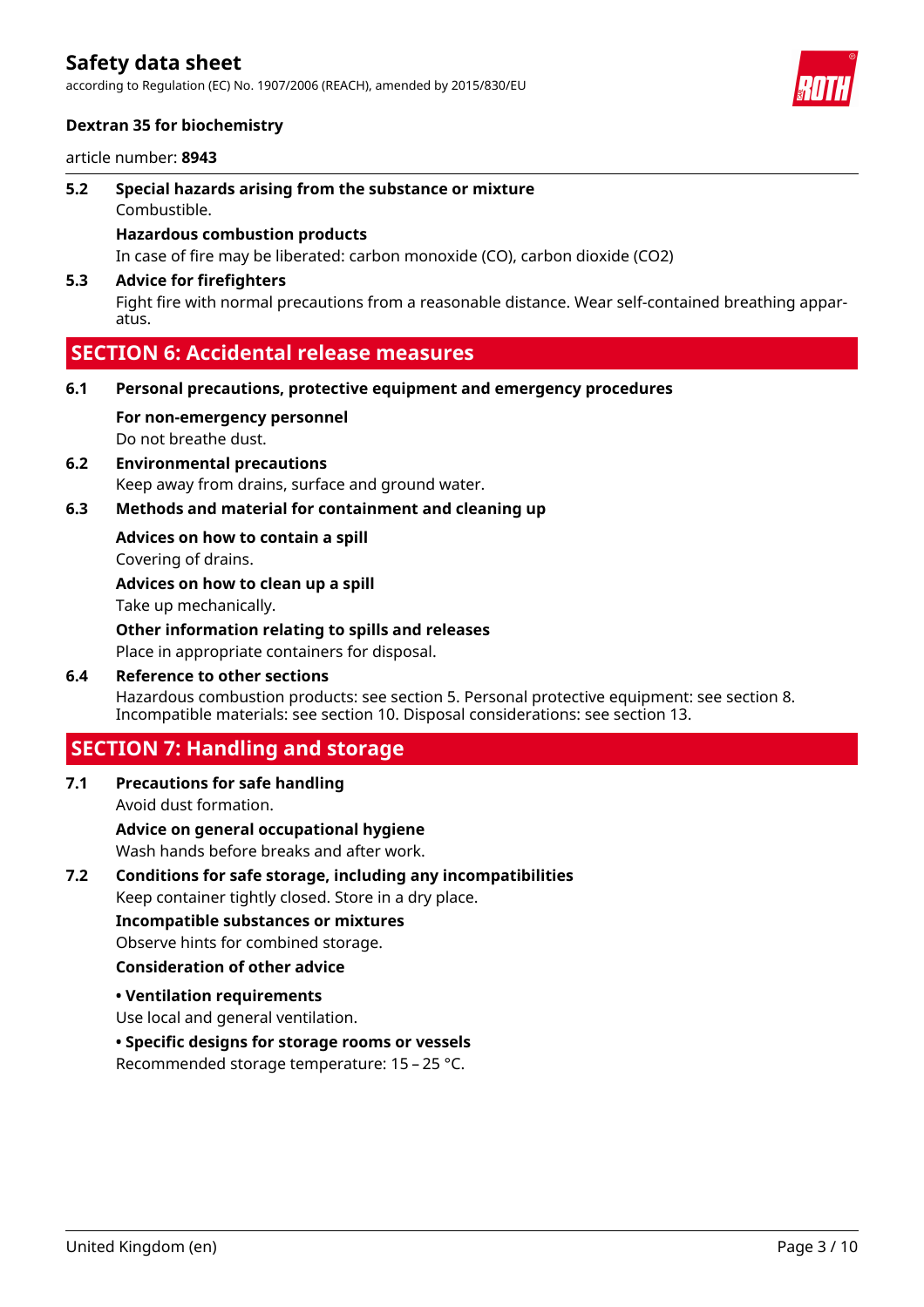**5.2 Special hazards arising from the substance or mixture**

Combustible.

**Hazardous combustion products**

In case of fire may be liberated: carbon monoxide (CO), carbon dioxide ($CO_2$)

**5.3 Advice for firefighters**

Fight fire with normal precautions from a reasonable distance. Wear self-contained breathing apparatus.

## SECTION 6: Accidental release measures

**6.1 Personal precautions, protective equipment and emergency procedures**

**For non-emergency personnel**

Do not breathe dust.

**6.2 Environmental precautions**

Keep away from drains, surface and ground water.

**6.3 Methods and material for containment and cleaning up**

**Advices on how to contain a spill**

Covering of drains.

**Advices on how to clean up a spill**

Take up mechanically.

**Other information relating to spills and releases**

Place in appropriate containers for disposal.

**6.4 Reference to other sections**

Hazardous combustion products: see section 5. Personal protective equipment: see section 8. Incompatible materials: see section 10. Disposal considerations: see section 13.

## SECTION 7: Handling and storage

**7.1 Precautions for safe handling**

Avoid dust formation.

**Advice on general occupational hygiene**

Wash hands before breaks and after work.

**7.2 Conditions for safe storage, including any incompatibilities**

Keep container tightly closed. Store in a dry place.

**Incompatible substances or mixtures**

Observe hints for combined storage.

**Consideration of other advice**

**• Ventilation requirements**

Use local and general ventilation.

**• Specific designs for storage rooms or vessels**

Recommended storage temperature: 15 – 25 °C.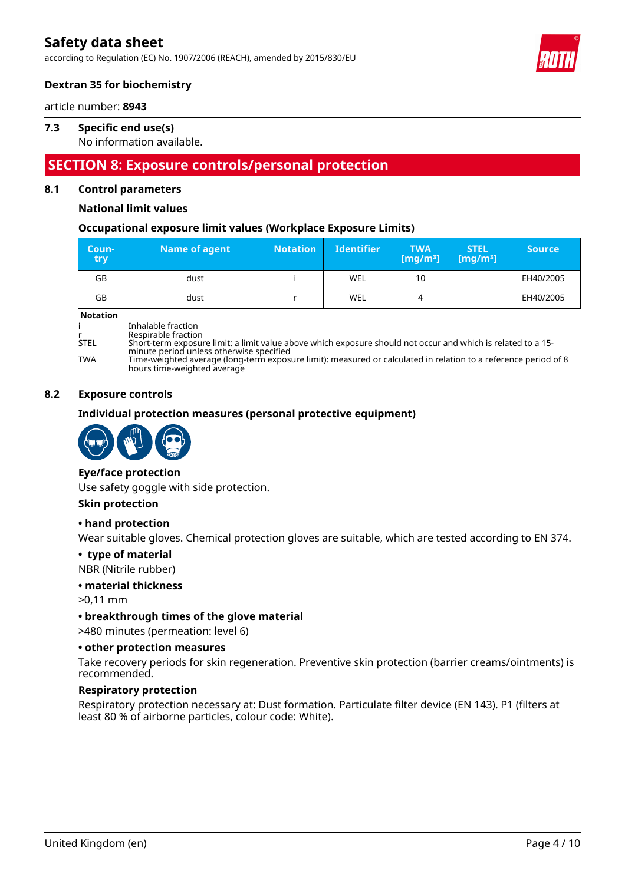**Dextran 35 for biochemistry**

article number: **8943**

### 7.3 Specific end use(s)

No information available.

## SECTION 8: Exposure controls/personal protection

### 8.1 Control parameters

**National limit values**

**Occupational exposure limit values (Workplace Exposure Limits)**

| Country | Name of agent | Notation | Identifier | TWA [mg/m³] | STEL [mg/m³] | Source |
|---|---|---|---|---|---|---|
| GB | dust | i | WEL | 10 | | EH40/2005 |
| GB | dust | r | WEL | 4 | | EH40/2005 |

**Notation**

i  Inhalable fraction
r  Respirable fraction
STEL  Short-term exposure limit: a limit value above which exposure should not occur and which is related to a 15-minute period unless otherwise specified
TWA  Time-weighted average (long-term exposure limit): measured or calculated in relation to a reference period of 8 hours time-weighted average

### 8.2 Exposure controls

**Individual protection measures (personal protective equipment)**

**Eye/face protection**

Use safety goggle with side protection.

**Skin protection**

**• hand protection**

Wear suitable gloves. Chemical protection gloves are suitable, which are tested according to EN 374.

**• type of material**

NBR (Nitrile rubber)

**• material thickness**

>0,11 mm

**• breakthrough times of the glove material**

>480 minutes (permeation: level 6)

**• other protection measures**

Take recovery periods for skin regeneration. Preventive skin protection (barrier creams/ointments) is recommended.

**Respiratory protection**

Respiratory protection necessary at: Dust formation. Particulate filter device (EN 143). P1 (filters at least 80 % of airborne particles, colour code: White).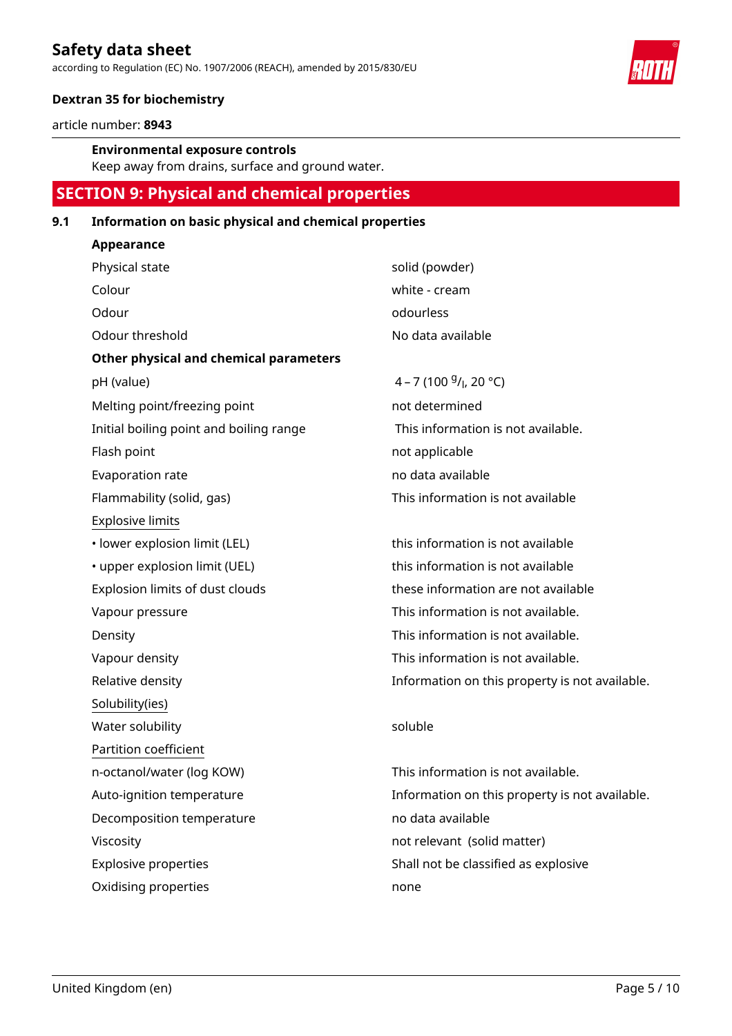**Environmental exposure controls**

Keep away from drains, surface and ground water.

## SECTION 9: Physical and chemical properties

### 9.1 Information on basic physical and chemical properties

**Appearance**

| | |
|---|---|
| Physical state | solid (powder) |
| Colour | white - cream |
| Odour | odourless |
| Odour threshold | No data available |

**Other physical and chemical parameters**

| | |
|---|---|
| pH (value) | 4 – 7 (100 $^{g}/_{l}$, 20 °C) |
| Melting point/freezing point | not determined |
| Initial boiling point and boiling range | This information is not available. |
| Flash point | not applicable |
| Evaporation rate | no data available |
| Flammability (solid, gas) | This information is not available |
| Explosive limits | |
| • lower explosion limit (LEL) | this information is not available |
| • upper explosion limit (UEL) | this information is not available |
| Explosion limits of dust clouds | these information are not available |
| Vapour pressure | This information is not available. |
| Density | This information is not available. |
| Vapour density | This information is not available. |
| Relative density | Information on this property is not available. |
| Solubility(ies) | |
| Water solubility | soluble |
| Partition coefficient | |
| n-octanol/water (log KOW) | This information is not available. |
| Auto-ignition temperature | Information on this property is not available. |
| Decomposition temperature | no data available |
| Viscosity | not relevant (solid matter) |
| Explosive properties | Shall not be classified as explosive |
| Oxidising properties | none |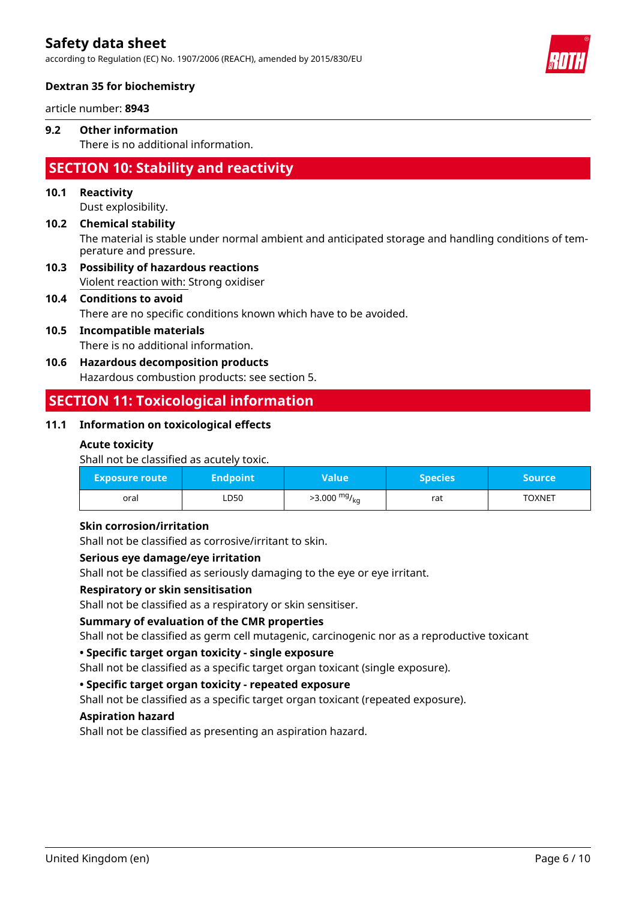**9.2 Other information**

There is no additional information.

## SECTION 10: Stability and reactivity

**10.1 Reactivity**

Dust explosibility.

**10.2 Chemical stability**

The material is stable under normal ambient and anticipated storage and handling conditions of temperature and pressure.

**10.3 Possibility of hazardous reactions**

Violent reaction with: Strong oxidiser

**10.4 Conditions to avoid**

There are no specific conditions known which have to be avoided.

**10.5 Incompatible materials**

There is no additional information.

**10.6 Hazardous decomposition products**

Hazardous combustion products: see section 5.

## SECTION 11: Toxicological information

**11.1 Information on toxicological effects**

**Acute toxicity**

Shall not be classified as acutely toxic.

| Exposure route | Endpoint | Value | Species | Source |
|---|---|---|---|---|
| oral | LD50 | >3.000 mg/kg | rat | TOXNET |

**Skin corrosion/irritation**

Shall not be classified as corrosive/irritant to skin.

**Serious eye damage/eye irritation**

Shall not be classified as seriously damaging to the eye or eye irritant.

**Respiratory or skin sensitisation**

Shall not be classified as a respiratory or skin sensitiser.

**Summary of evaluation of the CMR properties**

Shall not be classified as germ cell mutagenic, carcinogenic nor as a reproductive toxicant

**• Specific target organ toxicity - single exposure**

Shall not be classified as a specific target organ toxicant (single exposure).

**• Specific target organ toxicity - repeated exposure**

Shall not be classified as a specific target organ toxicant (repeated exposure).

**Aspiration hazard**

Shall not be classified as presenting an aspiration hazard.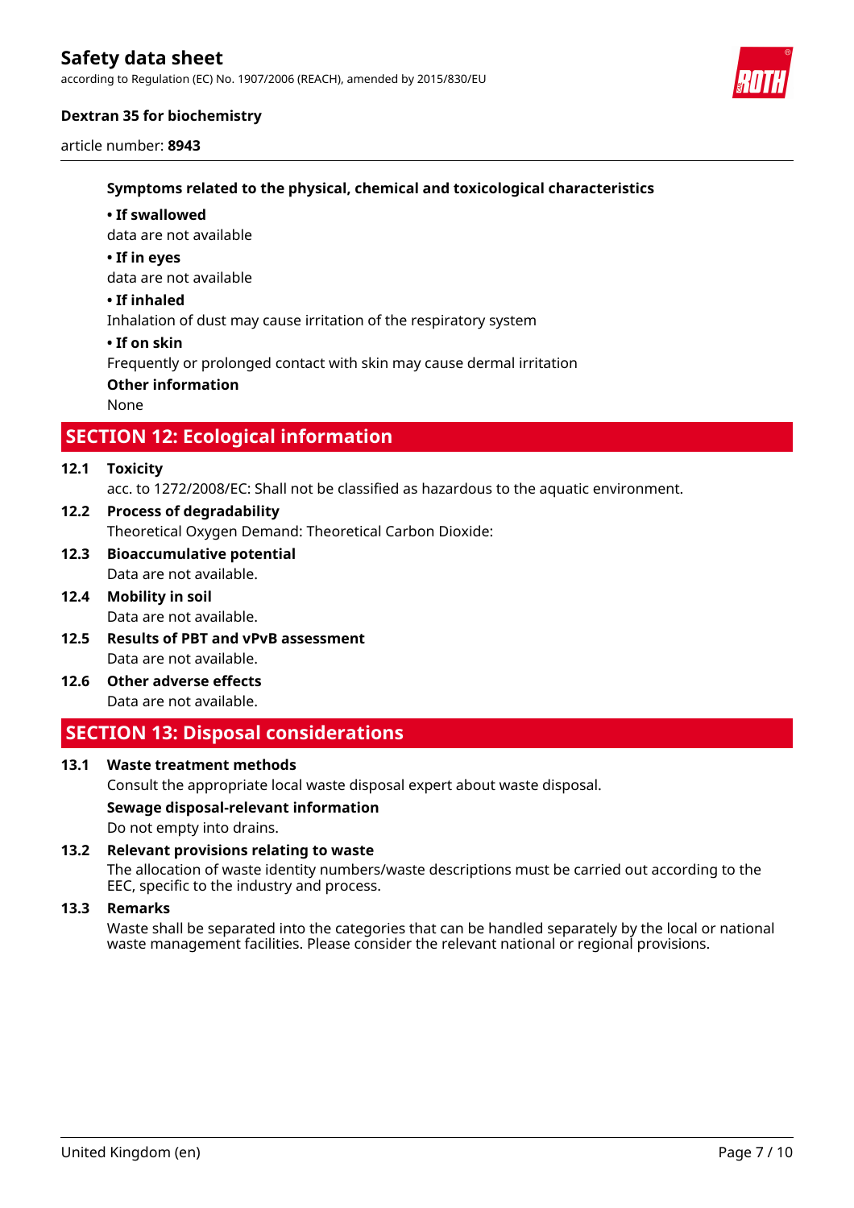**Symptoms related to the physical, chemical and toxicological characteristics**

**• If swallowed**

data are not available

**• If in eyes**

data are not available

**• If inhaled**

Inhalation of dust may cause irritation of the respiratory system

**• If on skin**

Frequently or prolonged contact with skin may cause dermal irritation

**Other information**

None

## SECTION 12: Ecological information

**12.1 Toxicity**

acc. to 1272/2008/EC: Shall not be classified as hazardous to the aquatic environment.

**12.2 Process of degradability**

Theoretical Oxygen Demand: Theoretical Carbon Dioxide:

**12.3 Bioaccumulative potential**

Data are not available.

**12.4 Mobility in soil**

Data are not available.

**12.5 Results of PBT and vPvB assessment**

Data are not available.

**12.6 Other adverse effects**

Data are not available.

## SECTION 13: Disposal considerations

**13.1 Waste treatment methods**

Consult the appropriate local waste disposal expert about waste disposal.

**Sewage disposal-relevant information**

Do not empty into drains.

**13.2 Relevant provisions relating to waste**

The allocation of waste identity numbers/waste descriptions must be carried out according to the EEC, specific to the industry and process.

**13.3 Remarks**

Waste shall be separated into the categories that can be handled separately by the local or national waste management facilities. Please consider the relevant national or regional provisions.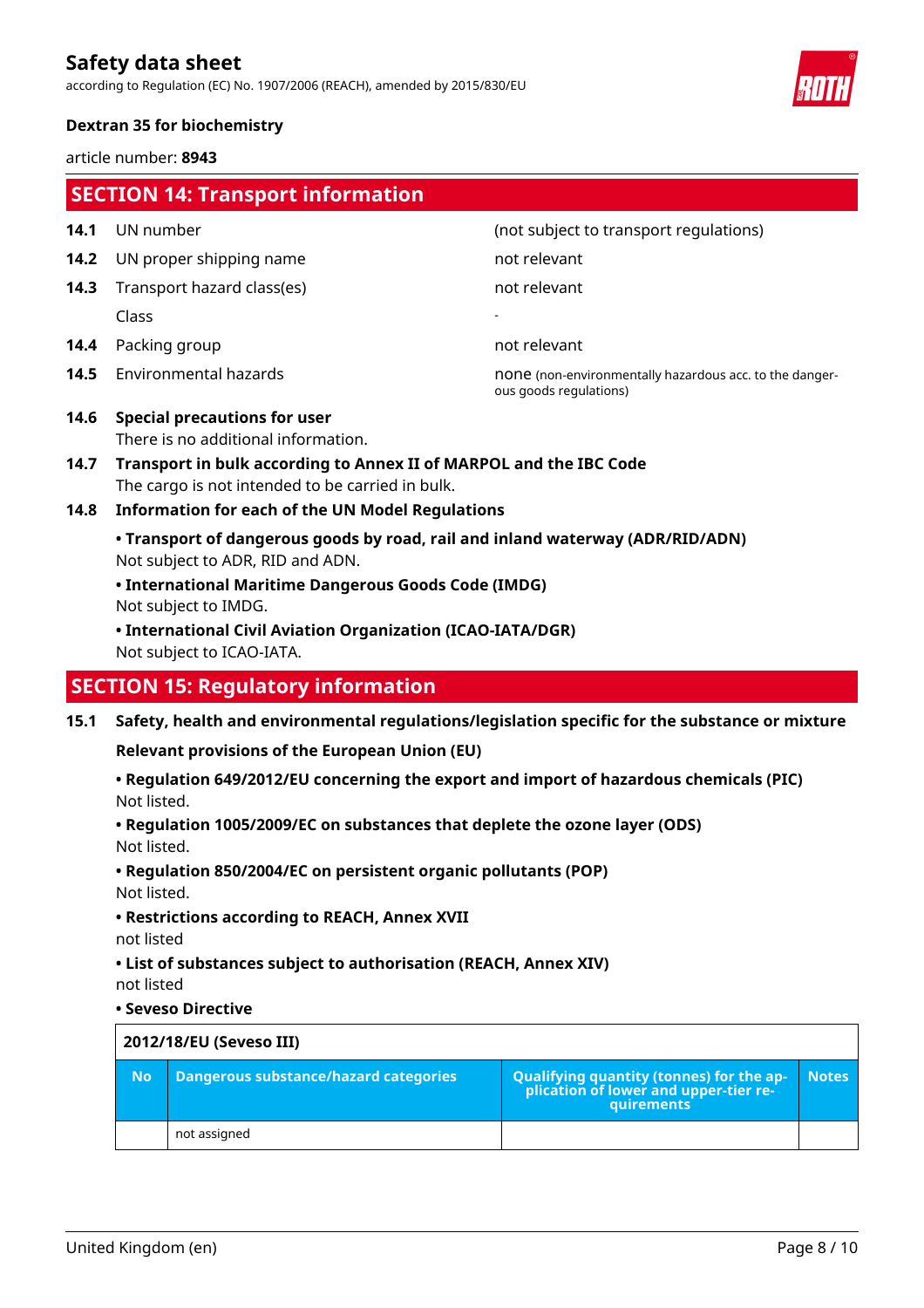## SECTION 14: Transport information

| | | |
|---|---|---|
| **14.1** | UN number | (not subject to transport regulations) |
| **14.2** | UN proper shipping name | not relevant |
| **14.3** | Transport hazard class(es) | not relevant |
| | Class | - |
| **14.4** | Packing group | not relevant |
| **14.5** | Environmental hazards | none (non-environmentally hazardous acc. to the dangerous goods regulations) |

**14.6 Special precautions for user**

There is no additional information.

**14.7 Transport in bulk according to Annex II of MARPOL and the IBC Code**

The cargo is not intended to be carried in bulk.

**14.8 Information for each of the UN Model Regulations**

**• Transport of dangerous goods by road, rail and inland waterway (ADR/RID/ADN)**

Not subject to ADR, RID and ADN.

**• International Maritime Dangerous Goods Code (IMDG)**

Not subject to IMDG.

**• International Civil Aviation Organization (ICAO-IATA/DGR)**

Not subject to ICAO-IATA.

## SECTION 15: Regulatory information

**15.1 Safety, health and environmental regulations/legislation specific for the substance or mixture**

**Relevant provisions of the European Union (EU)**

**• Regulation 649/2012/EU concerning the export and import of hazardous chemicals (PIC)**

Not listed.

**• Regulation 1005/2009/EC on substances that deplete the ozone layer (ODS)**

Not listed.

**• Regulation 850/2004/EC on persistent organic pollutants (POP)**

Not listed.

**• Restrictions according to REACH, Annex XVII**

not listed

**• List of substances subject to authorisation (REACH, Annex XIV)**

not listed

**• Seveso Directive**

| 2012/18/EU (Seveso III) | | | |
|---|---|---|---|
| **No** | **Dangerous substance/hazard categories** | **Qualifying quantity (tonnes) for the application of lower and upper-tier requirements** | **Notes** |
| | not assigned | | |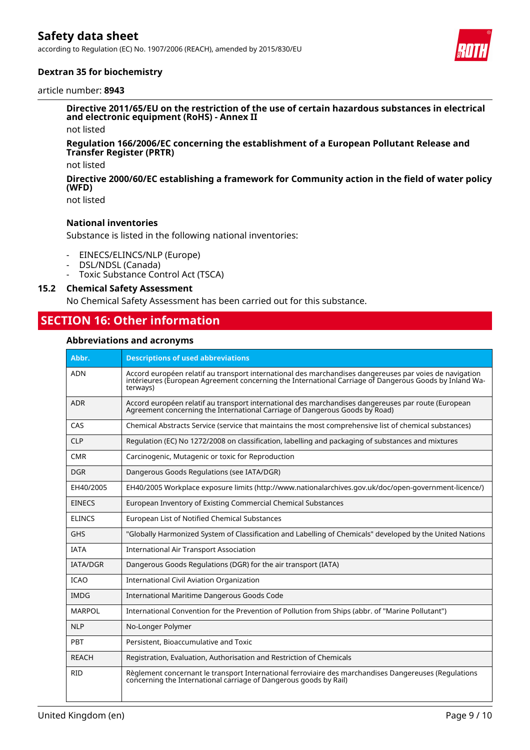**Directive 2011/65/EU on the restriction of the use of certain hazardous substances in electrical and electronic equipment (RoHS) - Annex II**

not listed

**Regulation 166/2006/EC concerning the establishment of a European Pollutant Release and Transfer Register (PRTR)**

not listed

**Directive 2000/60/EC establishing a framework for Community action in the field of water policy (WFD)**

not listed

**National inventories**

Substance is listed in the following national inventories:

- EINECS/ELINCS/NLP (Europe)
- DSL/NDSL (Canada)
- Toxic Substance Control Act (TSCA)

### 15.2 Chemical Safety Assessment

No Chemical Safety Assessment has been carried out for this substance.

## SECTION 16: Other information

**Abbreviations and acronyms**

| Abbr. | Descriptions of used abbreviations |
|---|---|
| ADN | Accord européen relatif au transport international des marchandises dangereuses par voies de navigation intérieures (European Agreement concerning the International Carriage of Dangerous Goods by Inland Waterways) |
| ADR | Accord européen relatif au transport international des marchandises dangereuses par route (European Agreement concerning the International Carriage of Dangerous Goods by Road) |
| CAS | Chemical Abstracts Service (service that maintains the most comprehensive list of chemical substances) |
| CLP | Regulation (EC) No 1272/2008 on classification, labelling and packaging of substances and mixtures |
| CMR | Carcinogenic, Mutagenic or toxic for Reproduction |
| DGR | Dangerous Goods Regulations (see IATA/DGR) |
| EH40/2005 | EH40/2005 Workplace exposure limits (http://www.nationalarchives.gov.uk/doc/open-government-licence/) |
| EINECS | European Inventory of Existing Commercial Chemical Substances |
| ELINCS | European List of Notified Chemical Substances |
| GHS | "Globally Harmonized System of Classification and Labelling of Chemicals" developed by the United Nations |
| IATA | International Air Transport Association |
| IATA/DGR | Dangerous Goods Regulations (DGR) for the air transport (IATA) |
| ICAO | International Civil Aviation Organization |
| IMDG | International Maritime Dangerous Goods Code |
| MARPOL | International Convention for the Prevention of Pollution from Ships (abbr. of "Marine Pollutant") |
| NLP | No-Longer Polymer |
| PBT | Persistent, Bioaccumulative and Toxic |
| REACH | Registration, Evaluation, Authorisation and Restriction of Chemicals |
| RID | Règlement concernant le transport International ferroviaire des marchandises Dangereuses (Regulations concerning the International carriage of Dangerous goods by Rail) |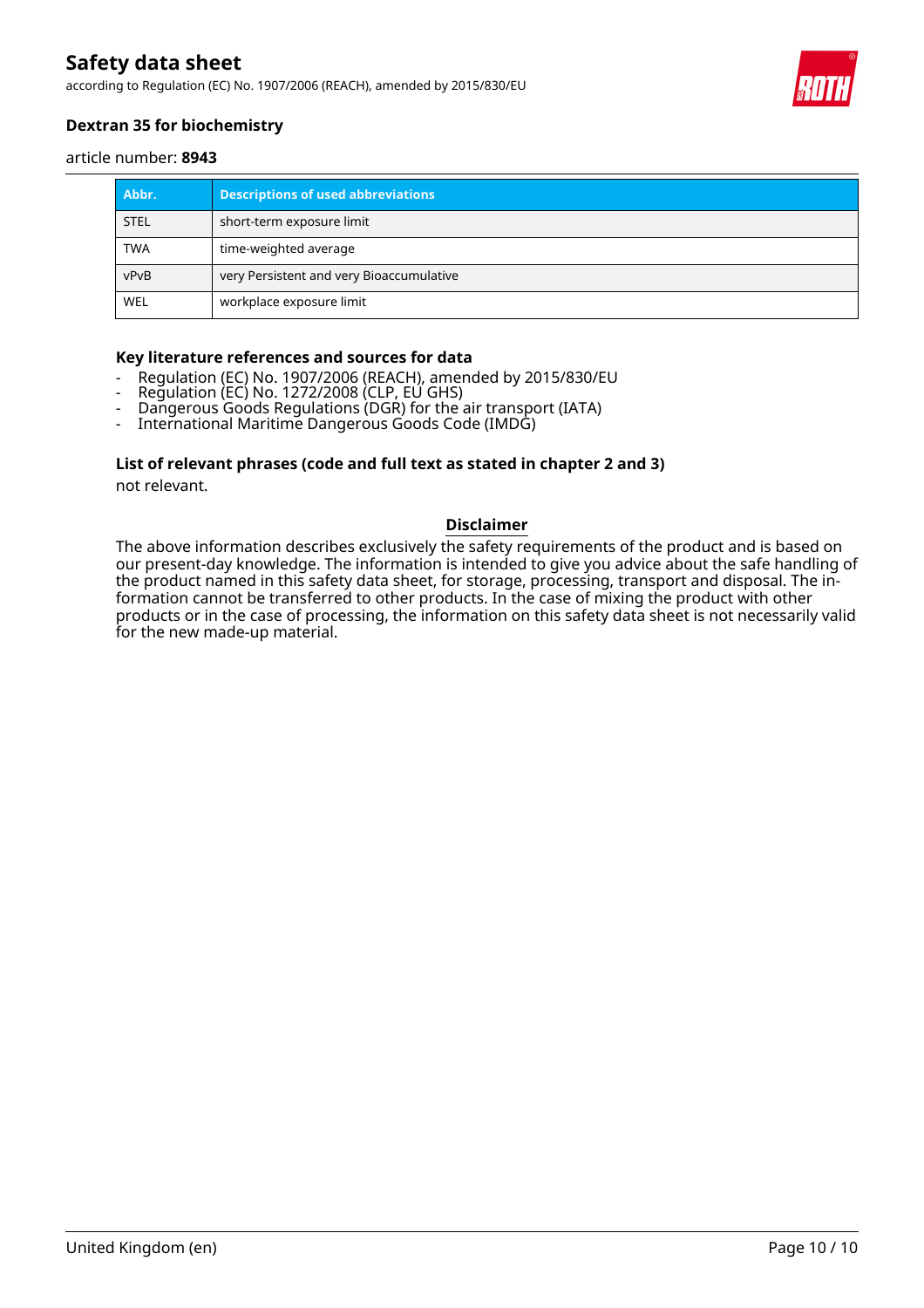| Abbr. | Descriptions of used abbreviations |
|---|---|
| STEL | short-term exposure limit |
| TWA | time-weighted average |
| vPvB | very Persistent and very Bioaccumulative |
| WEL | workplace exposure limit |

### Key literature references and sources for data

- Regulation (EC) No. 1907/2006 (REACH), amended by 2015/830/EU
- Regulation (EC) No. 1272/2008 (CLP, EU GHS)
- Dangerous Goods Regulations (DGR) for the air transport (IATA)
- International Maritime Dangerous Goods Code (IMDG)

### List of relevant phrases (code and full text as stated in chapter 2 and 3)

not relevant.

### Disclaimer

The above information describes exclusively the safety requirements of the product and is based on our present-day knowledge. The information is intended to give you advice about the safe handling of the product named in this safety data sheet, for storage, processing, transport and disposal. The information cannot be transferred to other products. In the case of mixing the product with other products or in the case of processing, the information on this safety data sheet is not necessarily valid for the new made-up material.